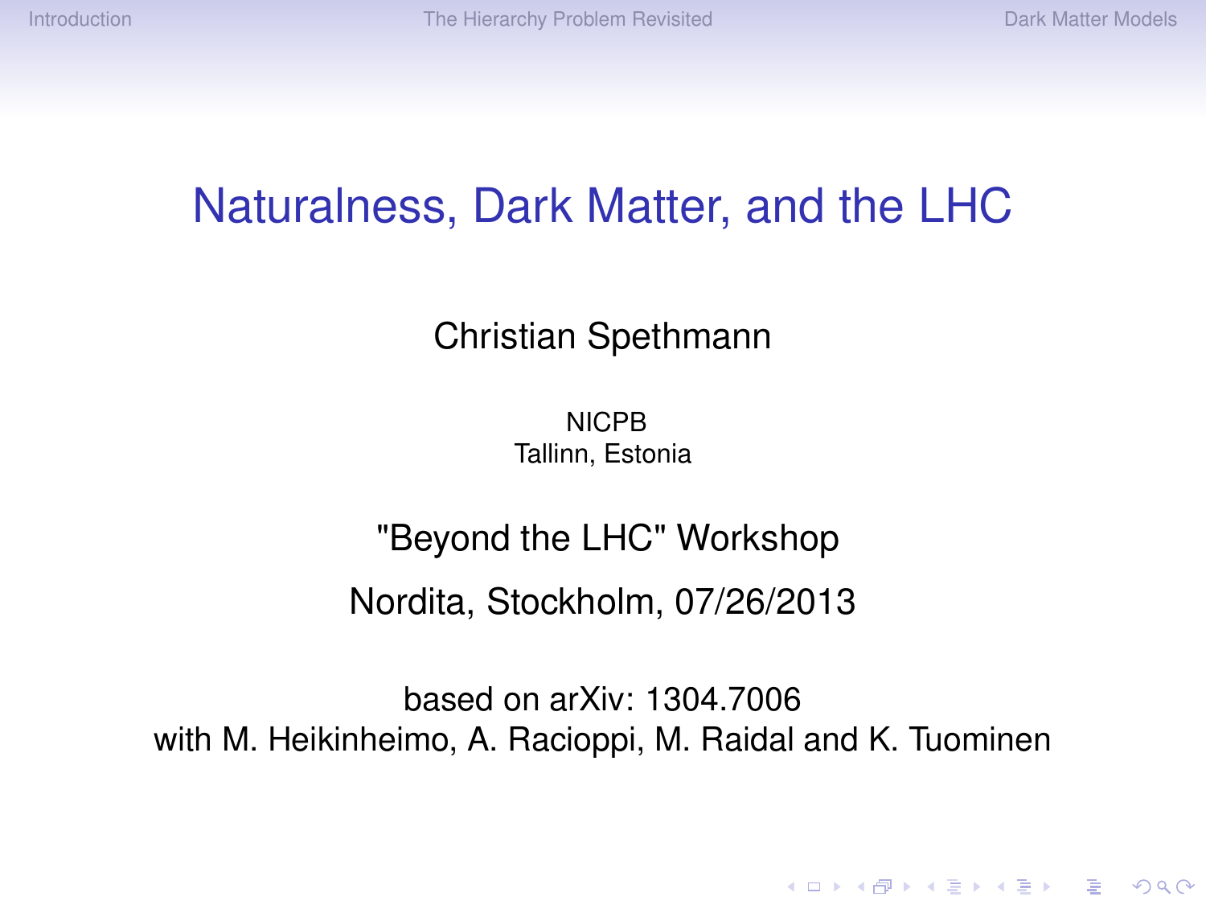# Naturalness, Dark Matter, and the LHC

Christian Spethmann

NICPB
Tallinn, Estonia

"Beyond the LHC" Workshop

Nordita, Stockholm, 07/26/2013

based on arXiv: 1304.7006
with M. Heikinheimo, A. Racioppi, M. Raidal and K. Tuominen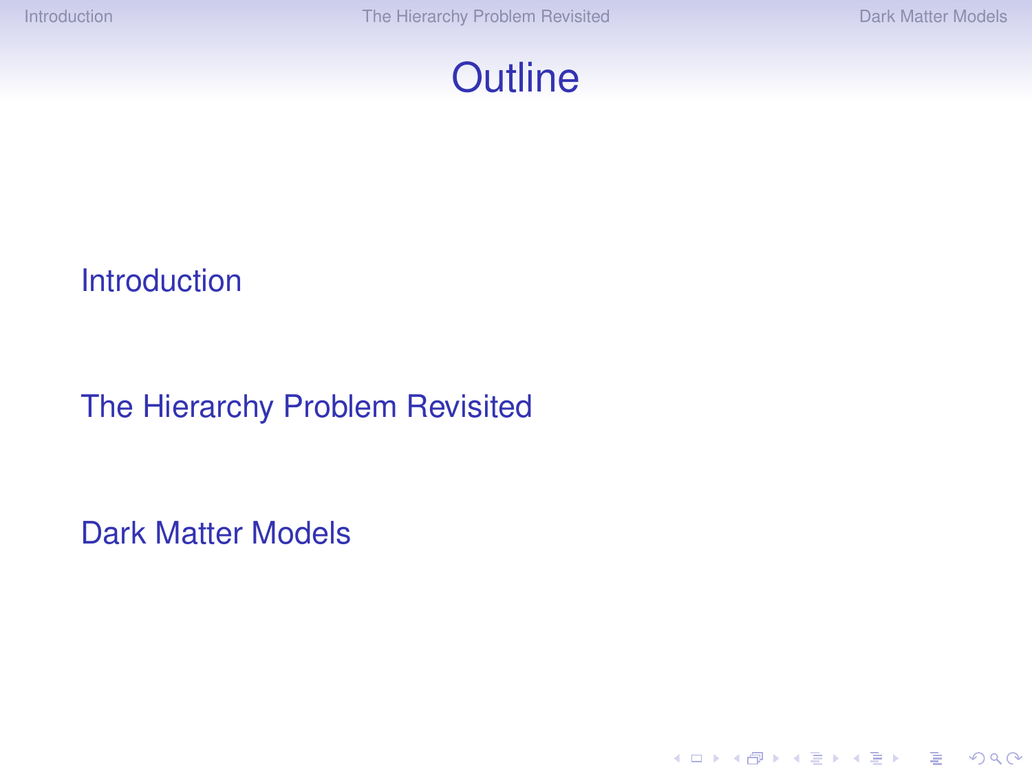# Outline

- Introduction
- The Hierarchy Problem Revisited
- Dark Matter Models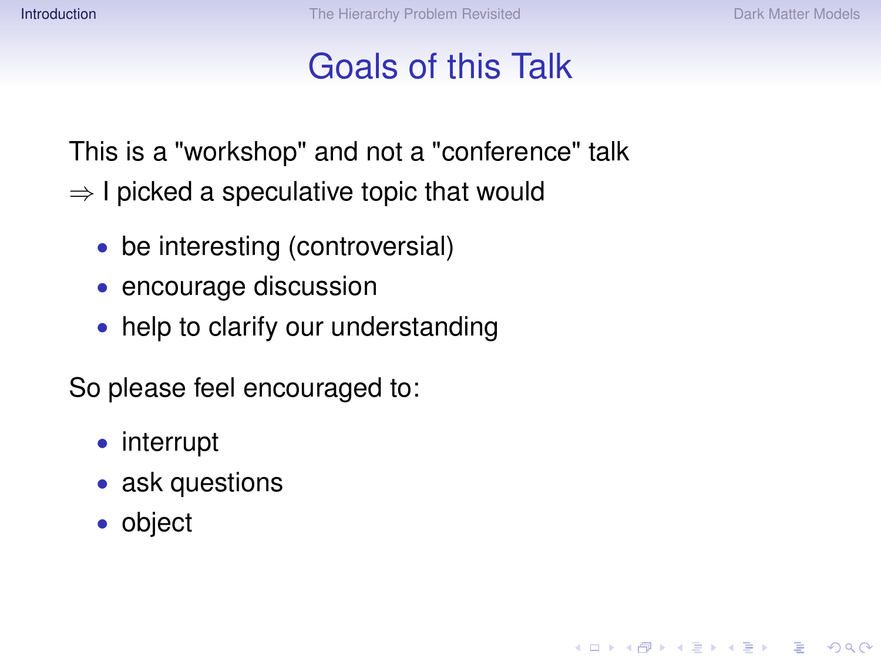# Goals of this Talk

This is a "workshop" and not a "conference" talk

$\Rightarrow$ I picked a speculative topic that would

- be interesting (controversial)
- encourage discussion
- help to clarify our understanding

So please feel encouraged to:

- interrupt
- ask questions
- object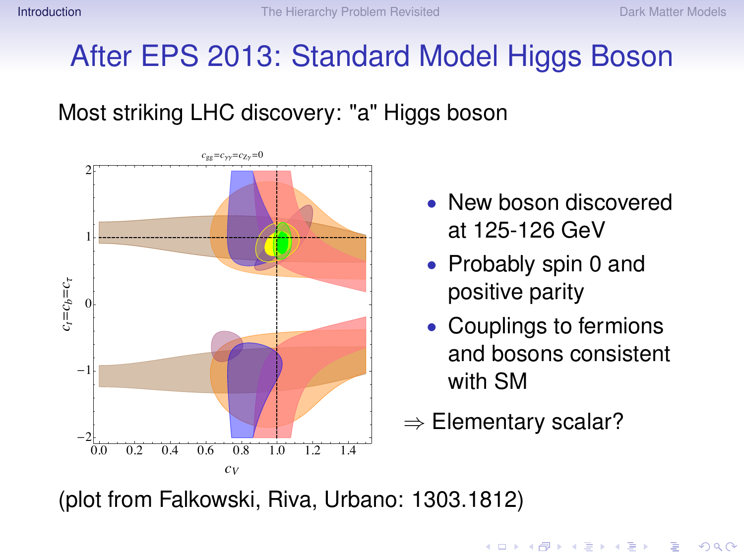# After EPS 2013: Standard Model Higgs Boson

Most striking LHC discovery: "a" Higgs boson

- New boson discovered at 125-126 GeV
- Probably spin 0 and positive parity
- Couplings to fermions and bosons consistent with SM

$\Rightarrow$ Elementary scalar?

(plot from Falkowski, Riva, Urbano: 1303.1812)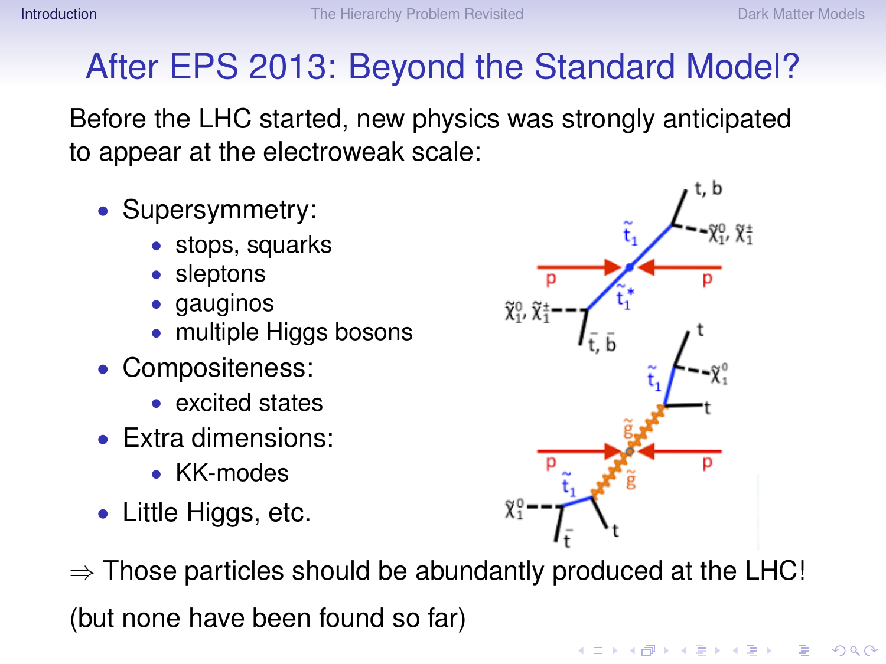# After EPS 2013: Beyond the Standard Model?

Before the LHC started, new physics was strongly anticipated to appear at the electroweak scale:

- Supersymmetry:
  - stops, squarks
  - sleptons
  - gauginos
  - multiple Higgs bosons
- Compositeness:
  - excited states
- Extra dimensions:
  - KK-modes
- Little Higgs, etc.

$\Rightarrow$ Those particles should be abundantly produced at the LHC!

(but none have been found so far)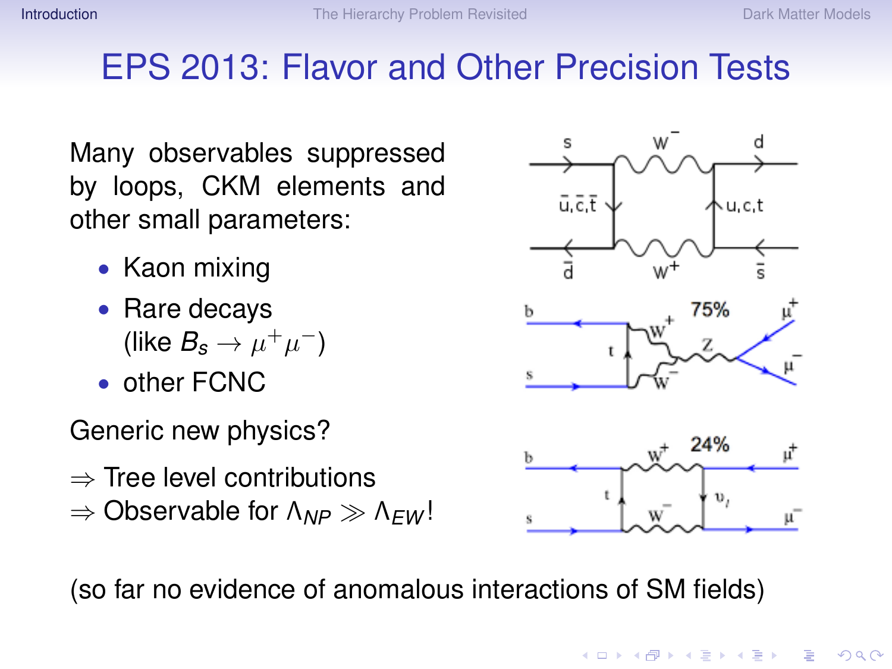# EPS 2013: Flavor and Other Precision Tests

Many observables suppressed by loops, CKM elements and other small parameters:

- Kaon mixing
- Rare decays (like $B_s \to \mu^+\mu^-$)
- other FCNC

Generic new physics?

$\Rightarrow$ Tree level contributions
$\Rightarrow$ Observable for $\Lambda_{NP} \gg \Lambda_{EW}$!

(so far no evidence of anomalous interactions of SM fields)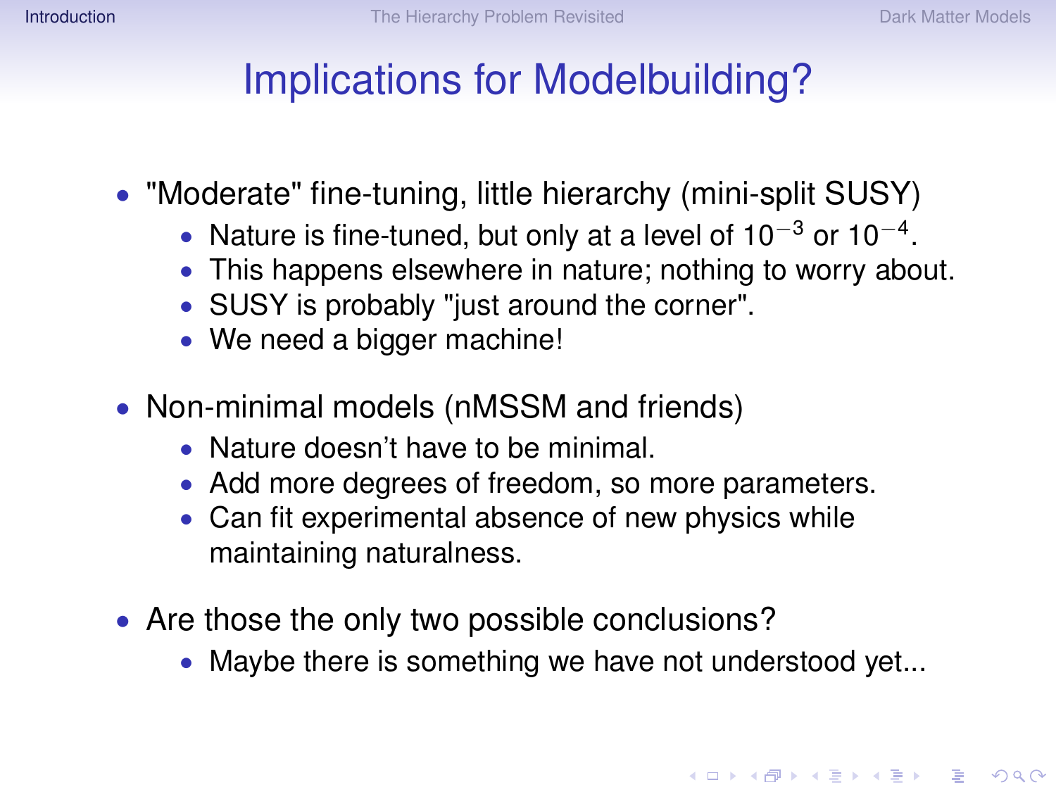# Implications for Modelbuilding?

- "Moderate" fine-tuning, little hierarchy (mini-split SUSY)
  - Nature is fine-tuned, but only at a level of $10^{-3}$ or $10^{-4}$.
  - This happens elsewhere in nature; nothing to worry about.
  - SUSY is probably "just around the corner".
  - We need a bigger machine!
- Non-minimal models (nMSSM and friends)
  - Nature doesn't have to be minimal.
  - Add more degrees of freedom, so more parameters.
  - Can fit experimental absence of new physics while maintaining naturalness.
- Are those the only two possible conclusions?
  - Maybe there is something we have not understood yet...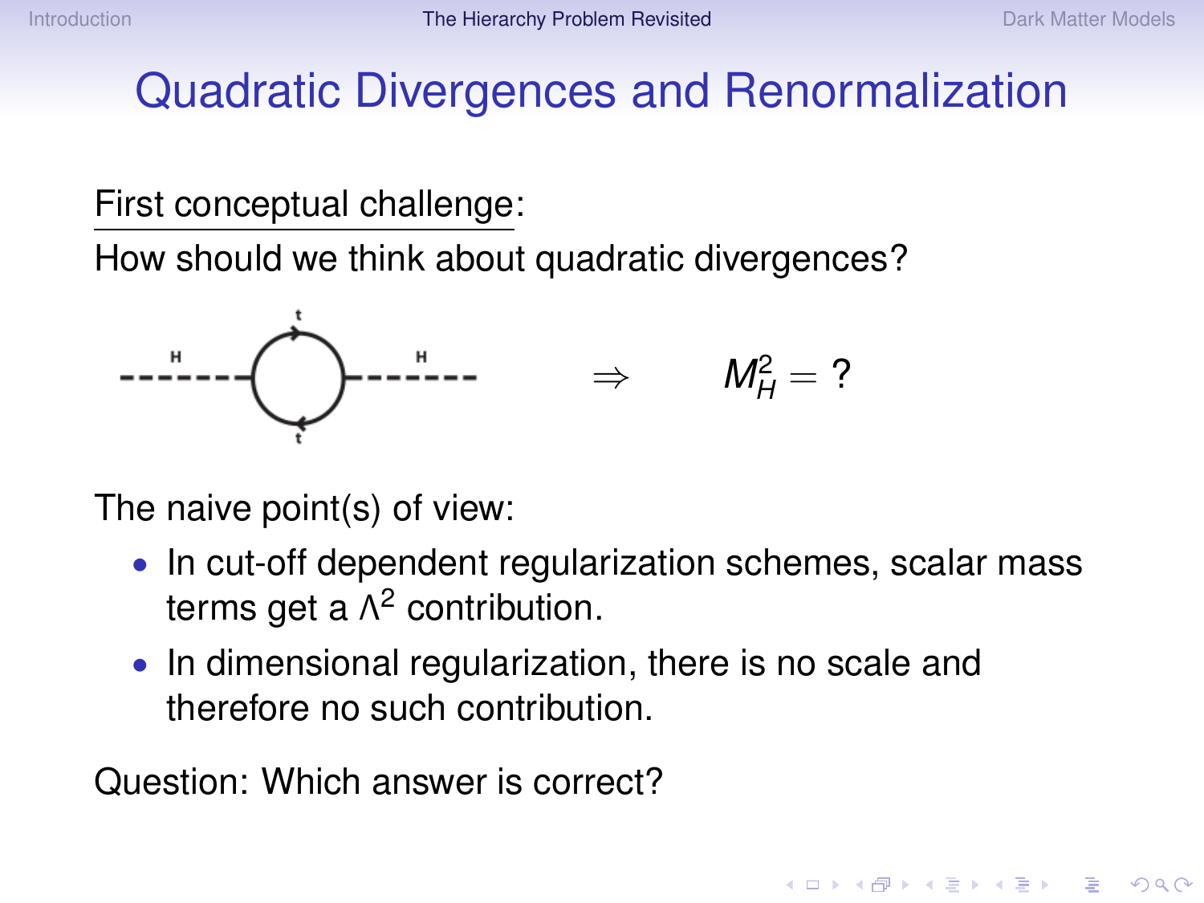# Quadratic Divergences and Renormalization

First conceptual challenge:

How should we think about quadratic divergences?

$$\Rightarrow \qquad M_H^2 = ?$$

The naive point(s) of view:

- In cut-off dependent regularization schemes, scalar mass terms get a $\Lambda^2$ contribution.
- In dimensional regularization, there is no scale and therefore no such contribution.

Question: Which answer is correct?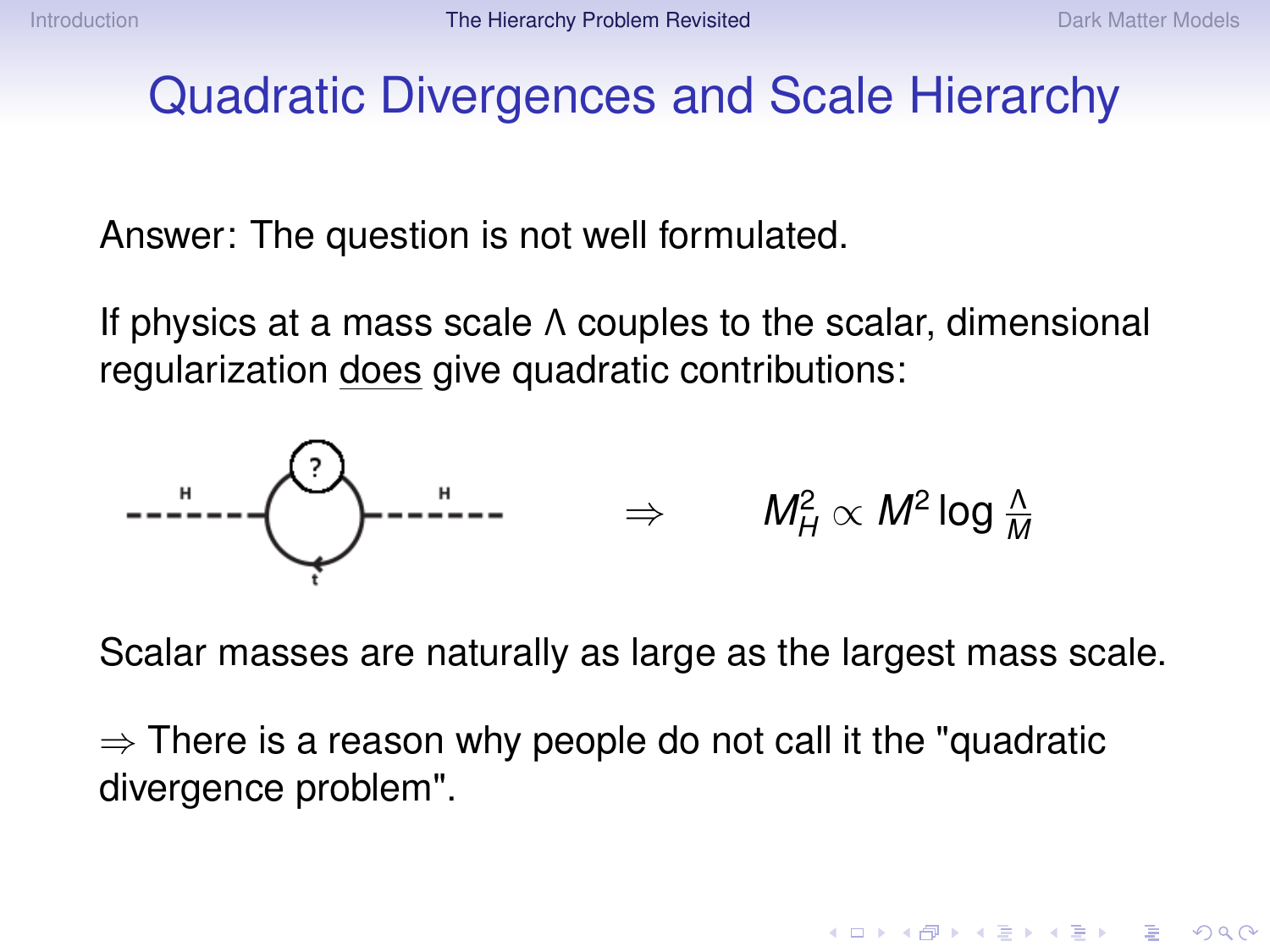# Quadratic Divergences and Scale Hierarchy

Answer: The question is not well formulated.

If physics at a mass scale $\Lambda$ couples to the scalar, dimensional regularization <u>does</u> give quadratic contributions:

$$\Rightarrow \qquad M_H^2 \propto M^2 \log \frac{\Lambda}{M}$$

Scalar masses are naturally as large as the largest mass scale.

$\Rightarrow$ There is a reason why people do not call it the "quadratic divergence problem".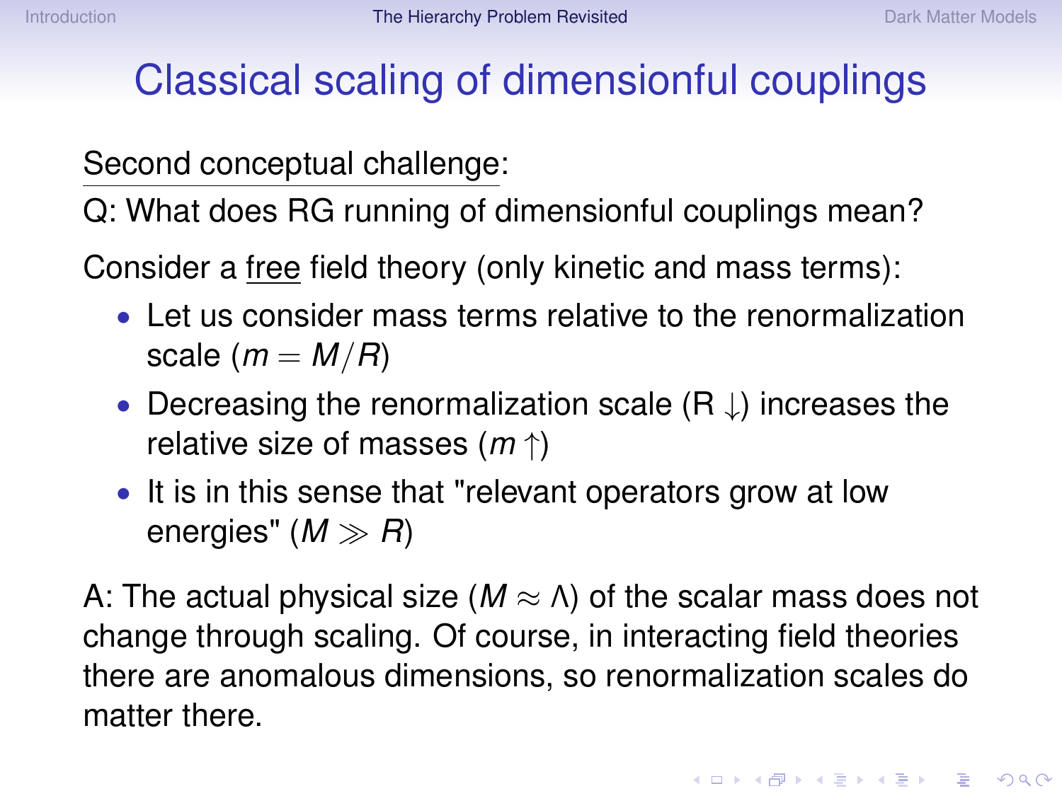# Classical scaling of dimensionful couplings

Second conceptual challenge:

Q: What does RG running of dimensionful couplings mean?

Consider a free field theory (only kinetic and mass terms):

- Let us consider mass terms relative to the renormalization scale ($m = M/R$)
- Decreasing the renormalization scale (R $\downarrow$) increases the relative size of masses ($m \uparrow$)
- It is in this sense that "relevant operators grow at low energies" ($M \gg R$)

A: The actual physical size ($M \approx \Lambda$) of the scalar mass does not change through scaling. Of course, in interacting field theories there are anomalous dimensions, so renormalization scales do matter there.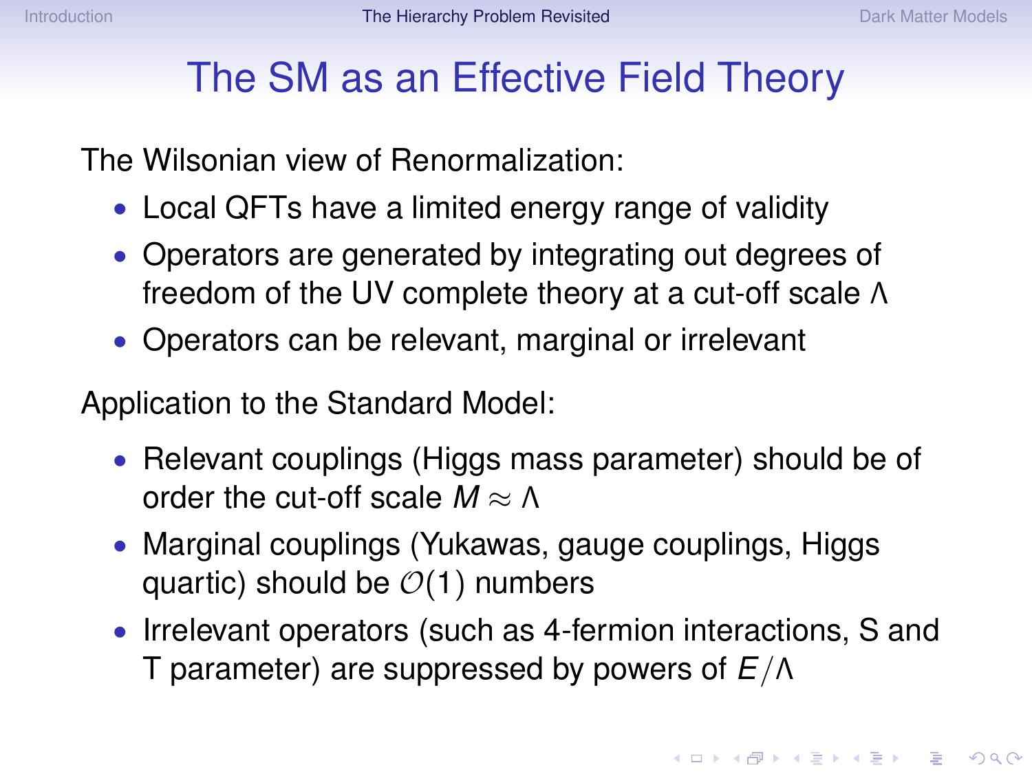# The SM as an Effective Field Theory

The Wilsonian view of Renormalization:

- Local QFTs have a limited energy range of validity
- Operators are generated by integrating out degrees of freedom of the UV complete theory at a cut-off scale $\Lambda$
- Operators can be relevant, marginal or irrelevant

Application to the Standard Model:

- Relevant couplings (Higgs mass parameter) should be of order the cut-off scale $M \approx \Lambda$
- Marginal couplings (Yukawas, gauge couplings, Higgs quartic) should be $\mathcal{O}(1)$ numbers
- Irrelevant operators (such as 4-fermion interactions, S and T parameter) are suppressed by powers of $E/\Lambda$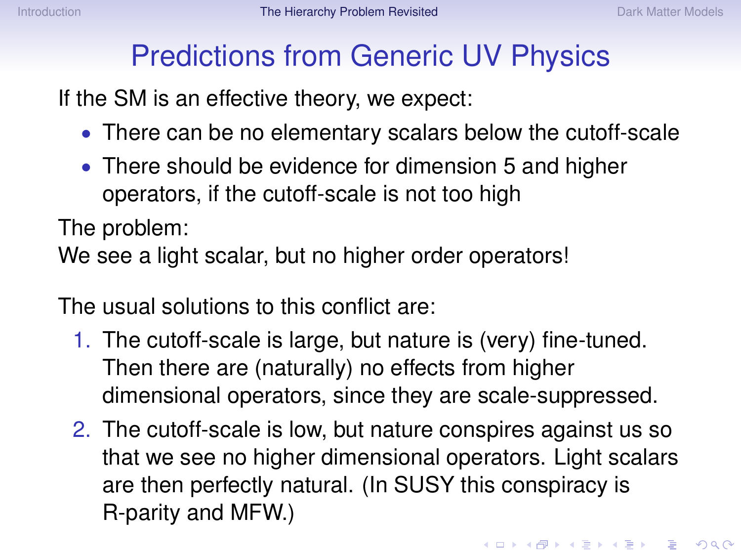# Predictions from Generic UV Physics

If the SM is an effective theory, we expect:

- There can be no elementary scalars below the cutoff-scale
- There should be evidence for dimension 5 and higher operators, if the cutoff-scale is not too high

The problem:
We see a light scalar, but no higher order operators!

The usual solutions to this conflict are:

1. The cutoff-scale is large, but nature is (very) fine-tuned. Then there are (naturally) no effects from higher dimensional operators, since they are scale-suppressed.
2. The cutoff-scale is low, but nature conspires against us so that we see no higher dimensional operators. Light scalars are then perfectly natural. (In SUSY this conspiracy is R-parity and MFW.)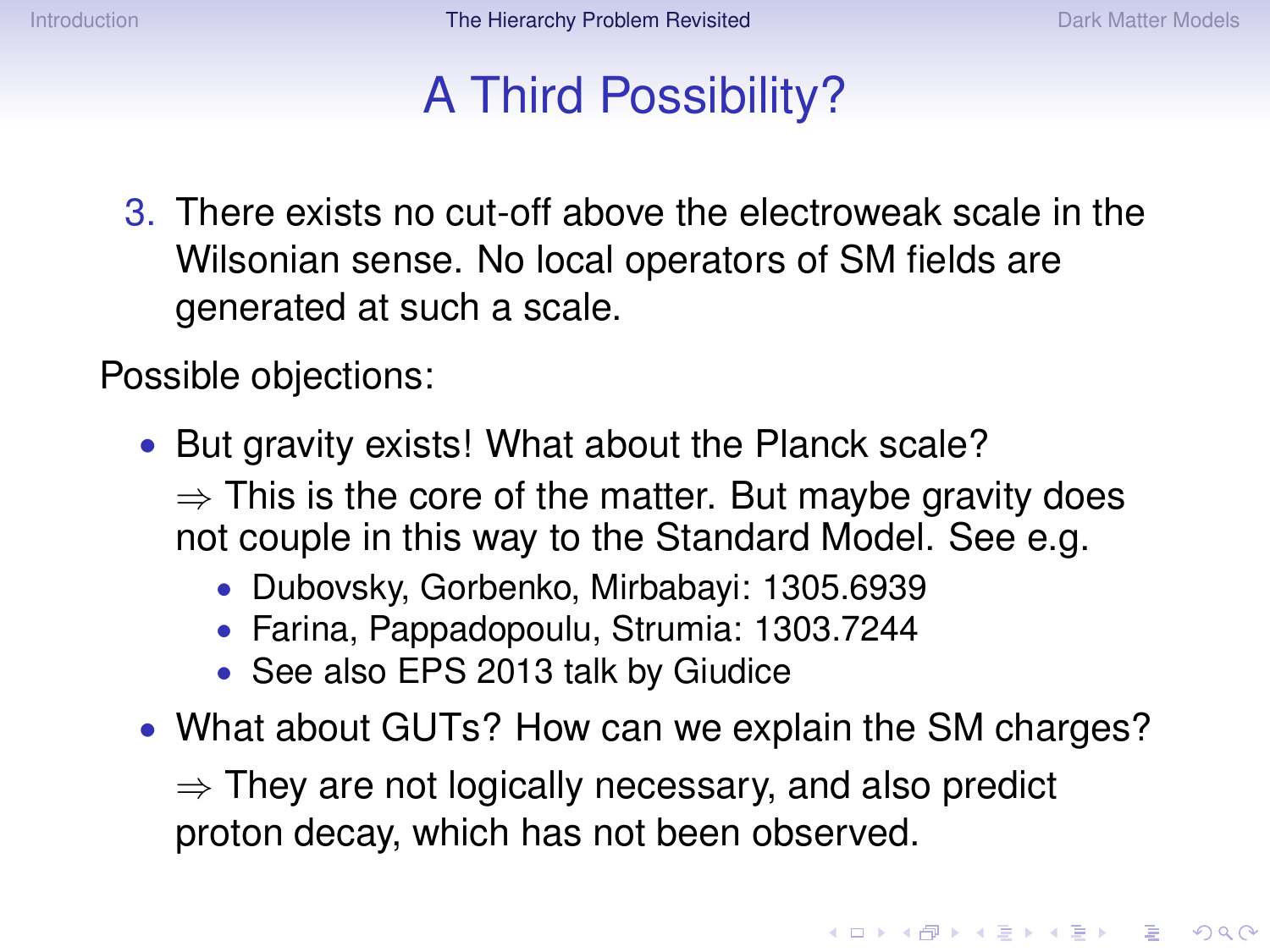# A Third Possibility?

3. There exists no cut-off above the electroweak scale in the Wilsonian sense. No local operators of SM fields are generated at such a scale.

Possible objections:

- But gravity exists! What about the Planck scale?

  $\Rightarrow$ This is the core of the matter. But maybe gravity does not couple in this way to the Standard Model. See e.g.
  - Dubovsky, Gorbenko, Mirbabayi: 1305.6939
  - Farina, Pappadopoulu, Strumia: 1303.7244
  - See also EPS 2013 talk by Giudice
- What about GUTs? How can we explain the SM charges?

  $\Rightarrow$ They are not logically necessary, and also predict proton decay, which has not been observed.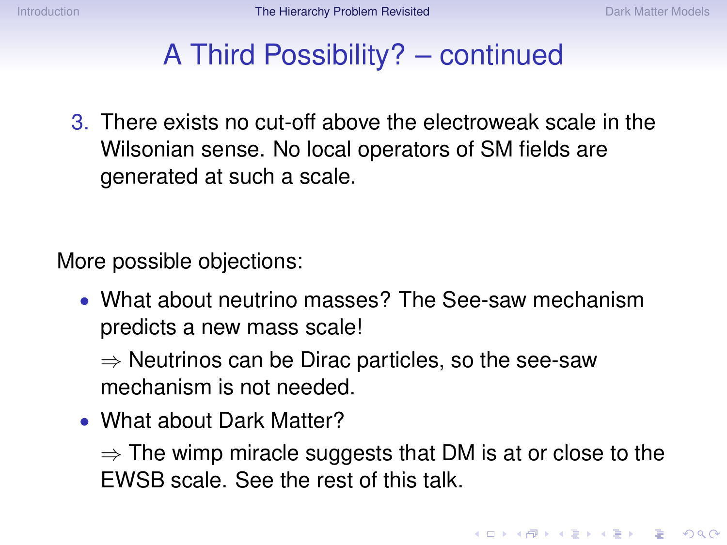# A Third Possibility? – continued

3. There exists no cut-off above the electroweak scale in the Wilsonian sense. No local operators of SM fields are generated at such a scale.

More possible objections:

- What about neutrino masses? The See-saw mechanism predicts a new mass scale!

  $\Rightarrow$ Neutrinos can be Dirac particles, so the see-saw mechanism is not needed.

- What about Dark Matter?

  $\Rightarrow$ The wimp miracle suggests that DM is at or close to the EWSB scale. See the rest of this talk.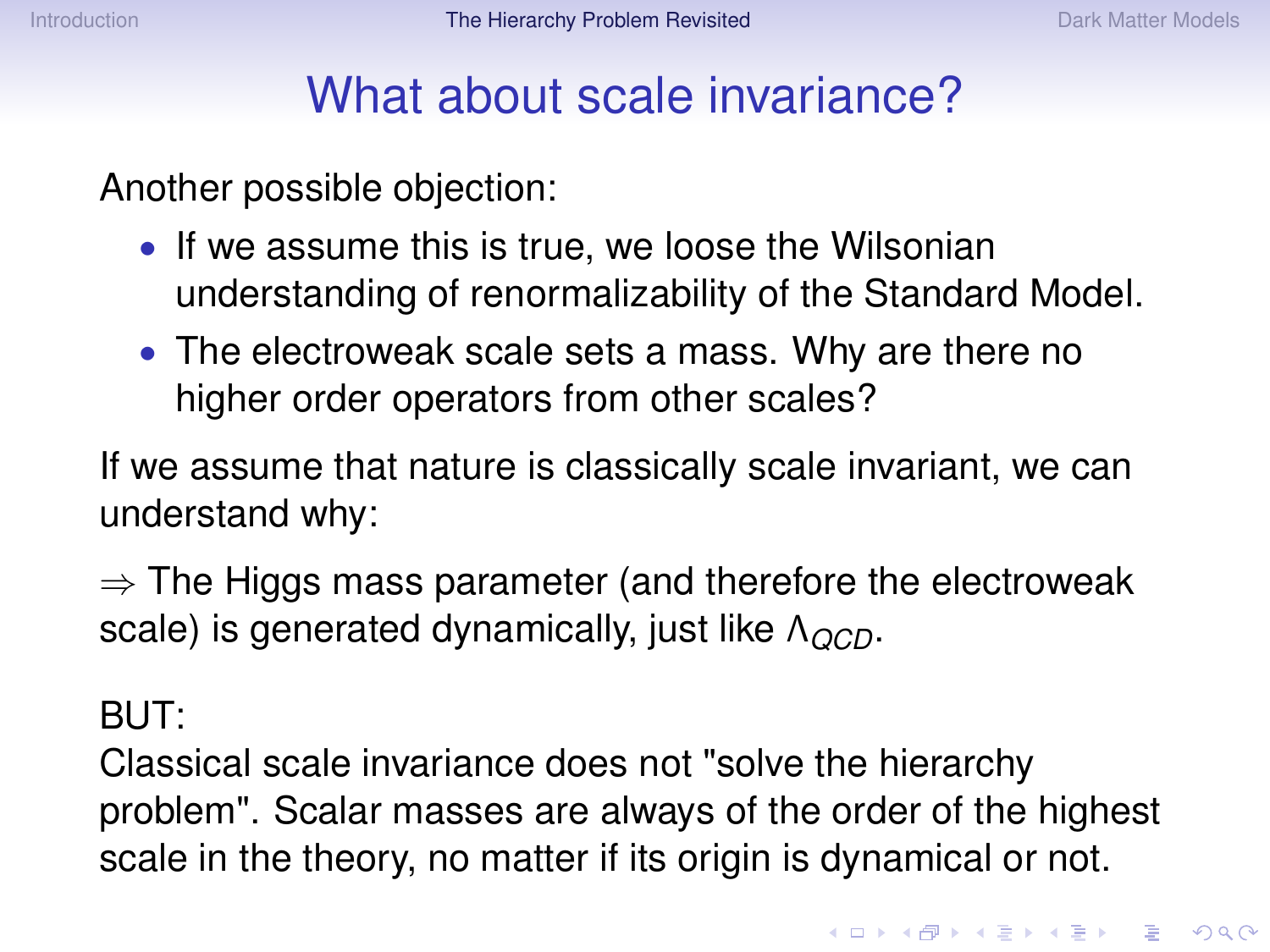# What about scale invariance?

Another possible objection:

- If we assume this is true, we loose the Wilsonian understanding of renormalizability of the Standard Model.
- The electroweak scale sets a mass. Why are there no higher order operators from other scales?

If we assume that nature is classically scale invariant, we can understand why:

$\Rightarrow$ The Higgs mass parameter (and therefore the electroweak scale) is generated dynamically, just like $\Lambda_{QCD}$.

BUT:
Classical scale invariance does not "solve the hierarchy problem". Scalar masses are always of the order of the highest scale in the theory, no matter if its origin is dynamical or not.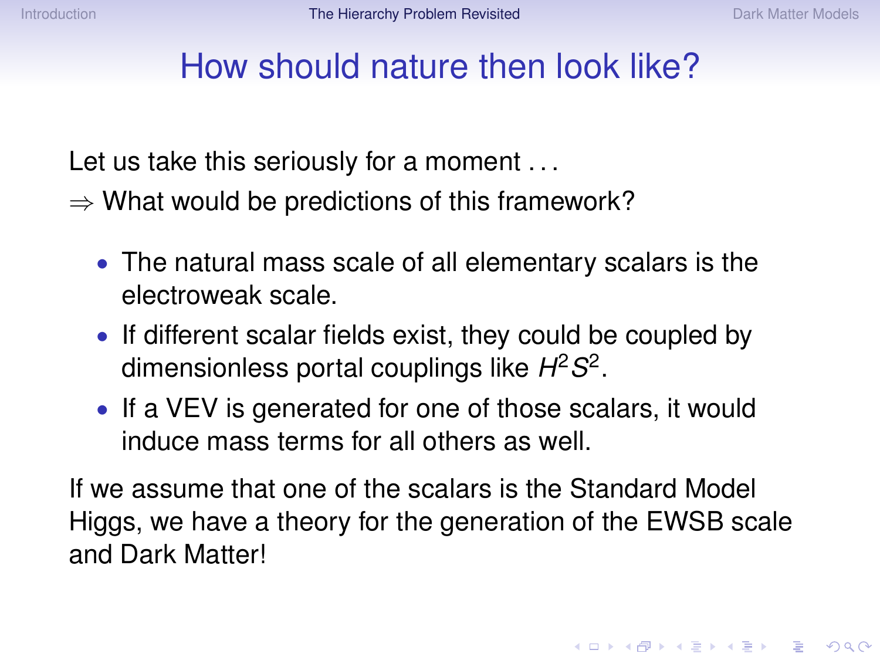# How should nature then look like?

Let us take this seriously for a moment . . .

$\Rightarrow$ What would be predictions of this framework?

- The natural mass scale of all elementary scalars is the electroweak scale.
- If different scalar fields exist, they could be coupled by dimensionless portal couplings like $H^2 S^2$.
- If a VEV is generated for one of those scalars, it would induce mass terms for all others as well.

If we assume that one of the scalars is the Standard Model Higgs, we have a theory for the generation of the EWSB scale and Dark Matter!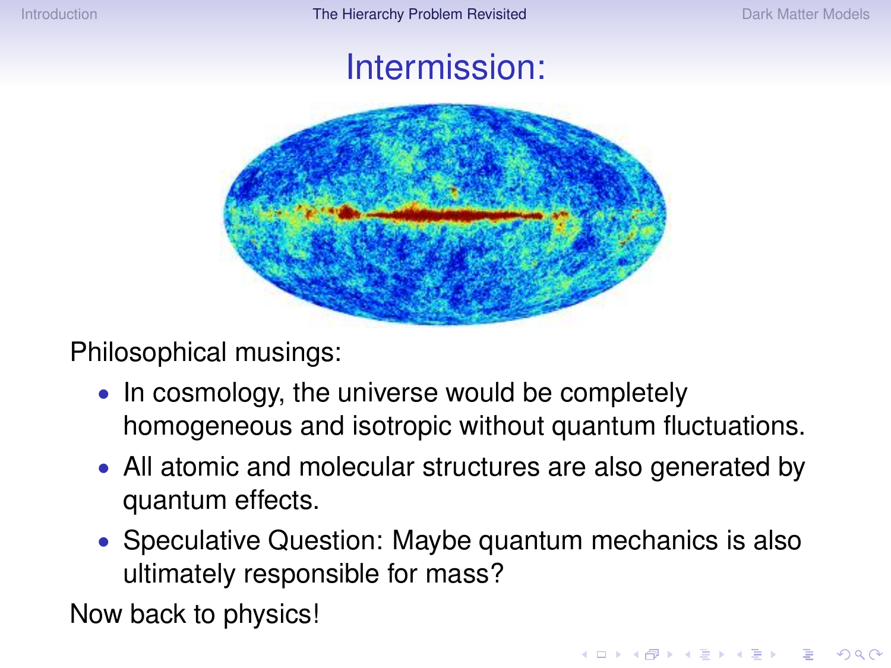# Intermission:

Philosophical musings:

- In cosmology, the universe would be completely homogeneous and isotropic without quantum fluctuations.
- All atomic and molecular structures are also generated by quantum effects.
- Speculative Question: Maybe quantum mechanics is also ultimately responsible for mass?

Now back to physics!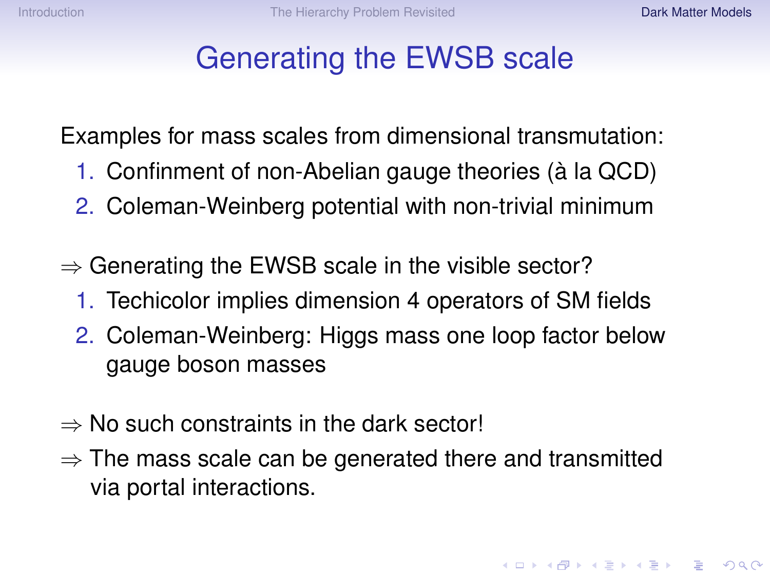# Generating the EWSB scale

Examples for mass scales from dimensional transmutation:

1. Confinment of non-Abelian gauge theories (à la QCD)
2. Coleman-Weinberg potential with non-trivial minimum

$\Rightarrow$ Generating the EWSB scale in the visible sector?

1. Techicolor implies dimension 4 operators of SM fields
2. Coleman-Weinberg: Higgs mass one loop factor below gauge boson masses

$\Rightarrow$ No such constraints in the dark sector!

$\Rightarrow$ The mass scale can be generated there and transmitted via portal interactions.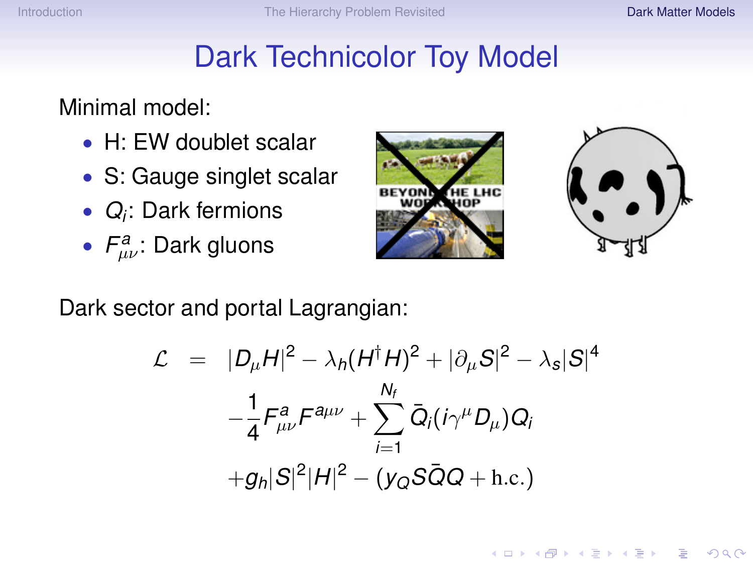# Dark Technicolor Toy Model

Minimal model:

- H: EW doublet scalar
- S: Gauge singlet scalar
- $Q_i$: Dark fermions
- $F^a_{\mu\nu}$: Dark gluons

Dark sector and portal Lagrangian:

$$
\begin{aligned}
\mathcal{L} \;=\; & |D_\mu H|^2 - \lambda_h (H^\dagger H)^2 + |\partial_\mu S|^2 - \lambda_s |S|^4 \\
& - \frac{1}{4} F^a_{\mu\nu} F^{a\mu\nu} + \sum_{i=1}^{N_f} \bar{Q}_i (i\gamma^\mu D_\mu) Q_i \\
& + g_h |S|^2 |H|^2 - (y_Q S \bar{Q} Q + \mathrm{h.c.})
\end{aligned}
$$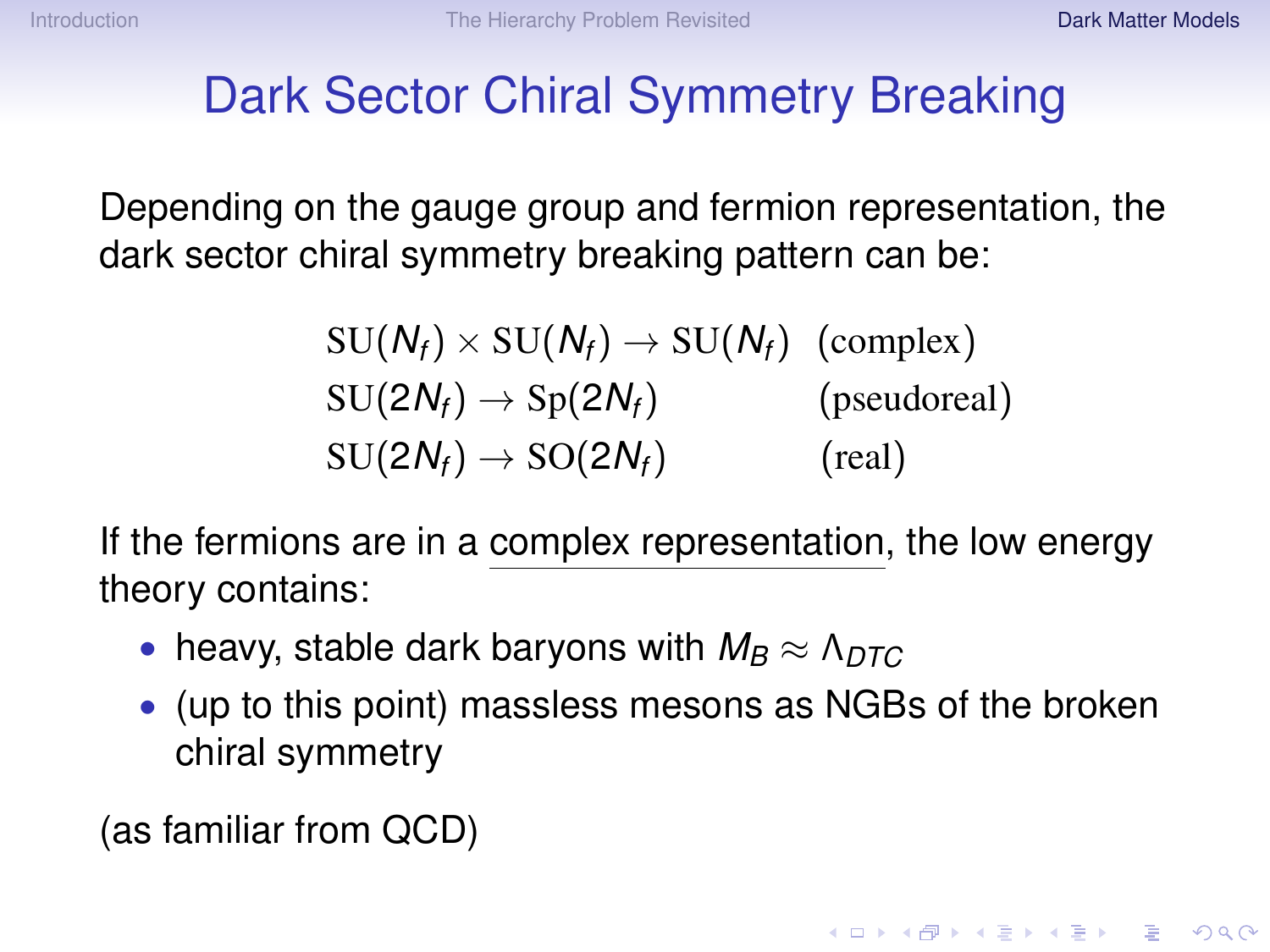# Dark Sector Chiral Symmetry Breaking

Depending on the gauge group and fermion representation, the dark sector chiral symmetry breaking pattern can be:

$$
\begin{aligned}
&\mathrm{SU}(N_f) \times \mathrm{SU}(N_f) \to \mathrm{SU}(N_f) && \text{(complex)} \\
&\mathrm{SU}(2N_f) \to \mathrm{Sp}(2N_f) && \text{(pseudoreal)} \\
&\mathrm{SU}(2N_f) \to \mathrm{SO}(2N_f) && \text{(real)}
\end{aligned}
$$

If the fermions are in a complex representation, the low energy theory contains:

- heavy, stable dark baryons with $M_B \approx \Lambda_{DTC}$
- (up to this point) massless mesons as NGBs of the broken chiral symmetry

(as familiar from QCD)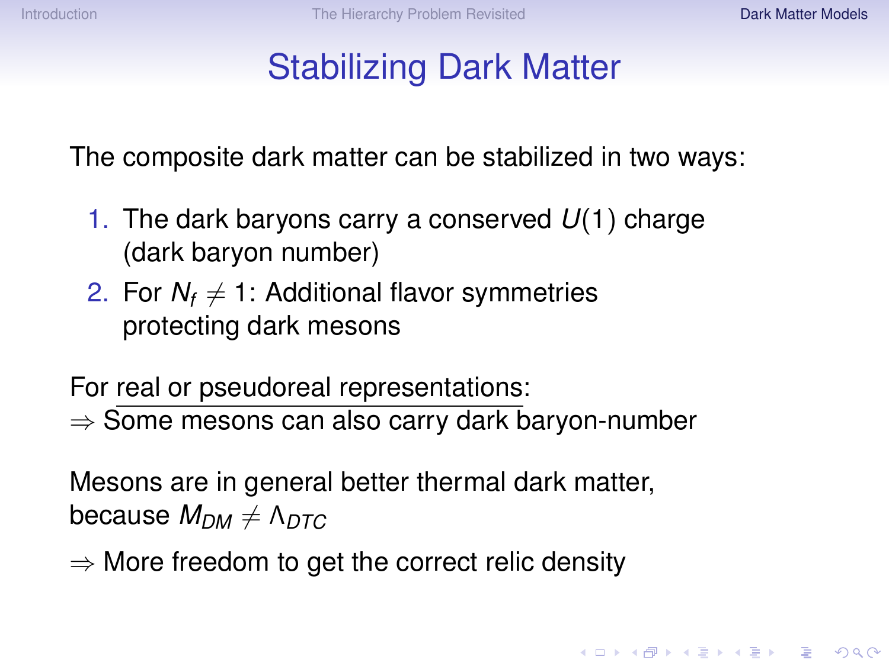# Stabilizing Dark Matter

The composite dark matter can be stabilized in two ways:

1. The dark baryons carry a conserved $U(1)$ charge (dark baryon number)
2. For $N_f \neq 1$: Additional flavor symmetries protecting dark mesons

For real or pseudoreal representations:
$\Rightarrow$ Some mesons can also carry dark baryon-number

Mesons are in general better thermal dark matter, because $M_{DM} \neq \Lambda_{DTC}$

$\Rightarrow$ More freedom to get the correct relic density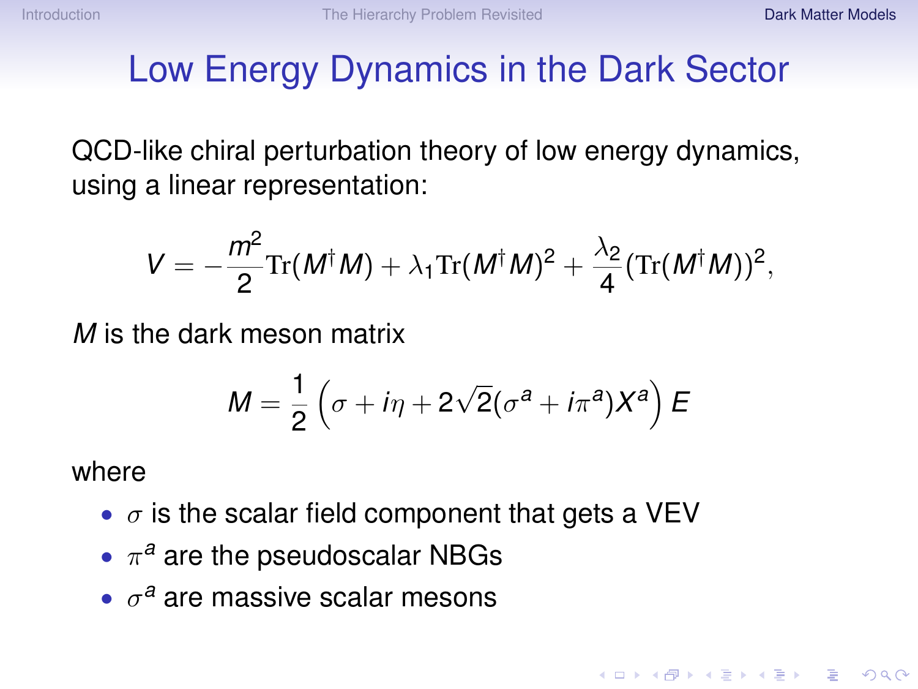# Low Energy Dynamics in the Dark Sector

QCD-like chiral perturbation theory of low energy dynamics, using a linear representation:

$$V = -\frac{m^2}{2}\mathrm{Tr}(M^\dagger M) + \lambda_1 \mathrm{Tr}(M^\dagger M)^2 + \frac{\lambda_2}{4}(\mathrm{Tr}(M^\dagger M))^2,$$

$M$ is the dark meson matrix

$$M = \frac{1}{2}\left(\sigma + i\eta + 2\sqrt{2}(\sigma^a + i\pi^a)X^a\right) E$$

where

- $\sigma$ is the scalar field component that gets a VEV
- $\pi^a$ are the pseudoscalar NBGs
- $\sigma^a$ are massive scalar mesons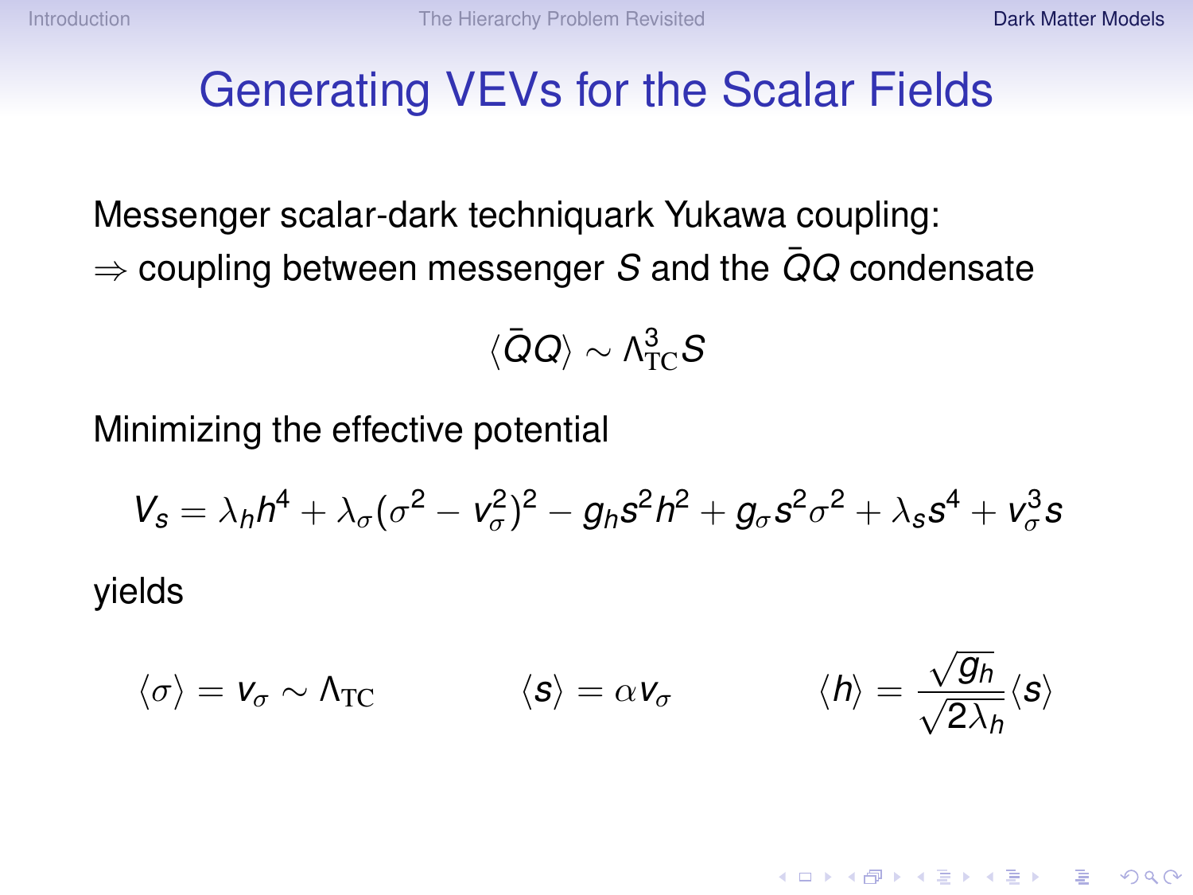# Generating VEVs for the Scalar Fields

Messenger scalar-dark techniquark Yukawa coupling:
$\Rightarrow$ coupling between messenger $S$ and the $\bar{Q}Q$ condensate

$$\langle \bar{Q}Q \rangle \sim \Lambda_{\mathrm{TC}}^3 S$$

Minimizing the effective potential

$$V_s = \lambda_h h^4 + \lambda_\sigma (\sigma^2 - v_\sigma^2)^2 - g_h s^2 h^2 + g_\sigma s^2 \sigma^2 + \lambda_s s^4 + v_\sigma^3 s$$

yields

$$\langle \sigma \rangle = v_\sigma \sim \Lambda_{\mathrm{TC}} \qquad \langle s \rangle = \alpha v_\sigma \qquad \langle h \rangle = \frac{\sqrt{g_h}}{\sqrt{2\lambda_h}} \langle s \rangle$$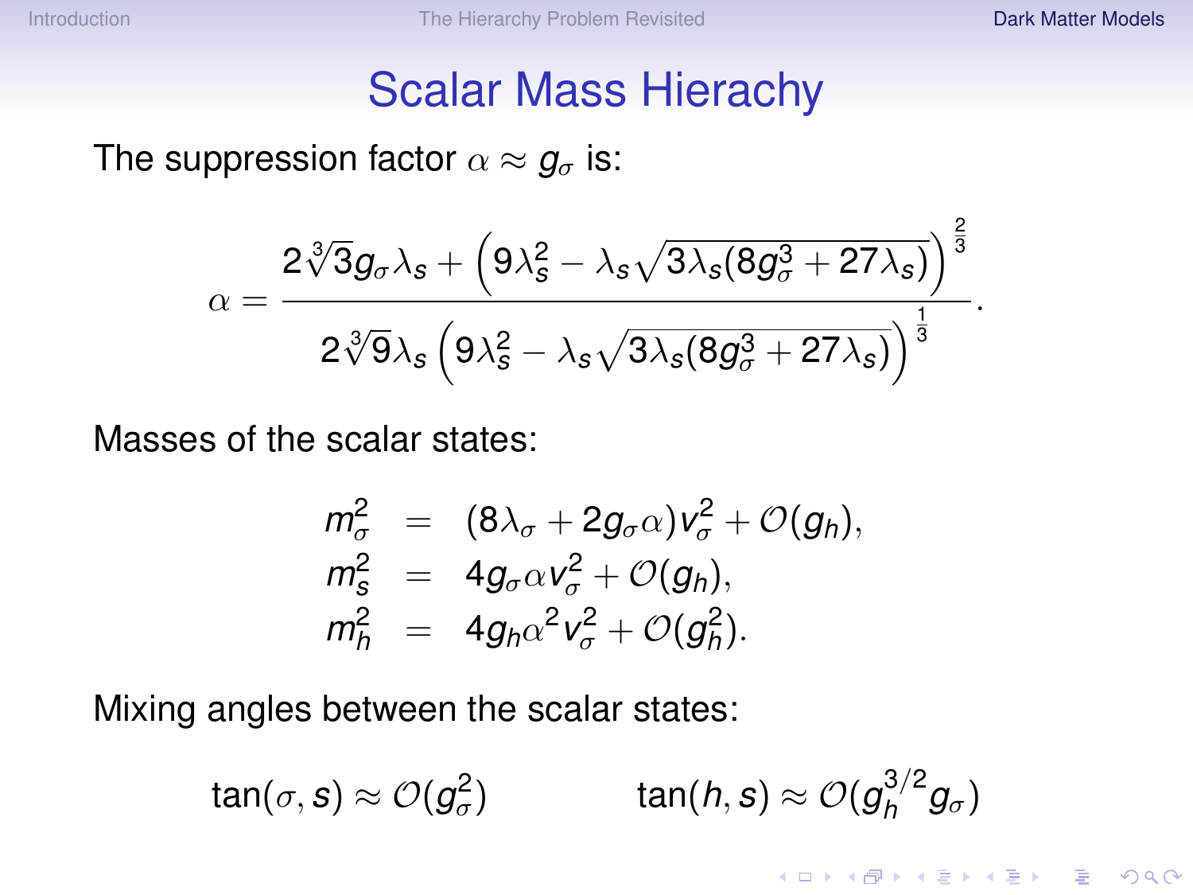# Scalar Mass Hierachy

The suppression factor $\alpha \approx g_\sigma$ is:

$$\alpha = \frac{2\sqrt[3]{3} g_\sigma \lambda_s + \left(9\lambda_s^2 - \lambda_s \sqrt{3\lambda_s(8g_\sigma^3 + 27\lambda_s)}\right)^{\frac{2}{3}}}{2\sqrt[3]{9}\lambda_s \left(9\lambda_s^2 - \lambda_s \sqrt{3\lambda_s(8g_\sigma^3 + 27\lambda_s)}\right)^{\frac{1}{3}}}.$$

Masses of the scalar states:

$$\begin{aligned}
m_\sigma^2 &= (8\lambda_\sigma + 2g_\sigma \alpha) v_\sigma^2 + \mathcal{O}(g_h), \\
m_s^2 &= 4 g_\sigma \alpha v_\sigma^2 + \mathcal{O}(g_h), \\
m_h^2 &= 4 g_h \alpha^2 v_\sigma^2 + \mathcal{O}(g_h^2).
\end{aligned}$$

Mixing angles between the scalar states:

$$\tan(\sigma, s) \approx \mathcal{O}(g_\sigma^2) \qquad \qquad \tan(h, s) \approx \mathcal{O}(g_h^{3/2} g_\sigma)$$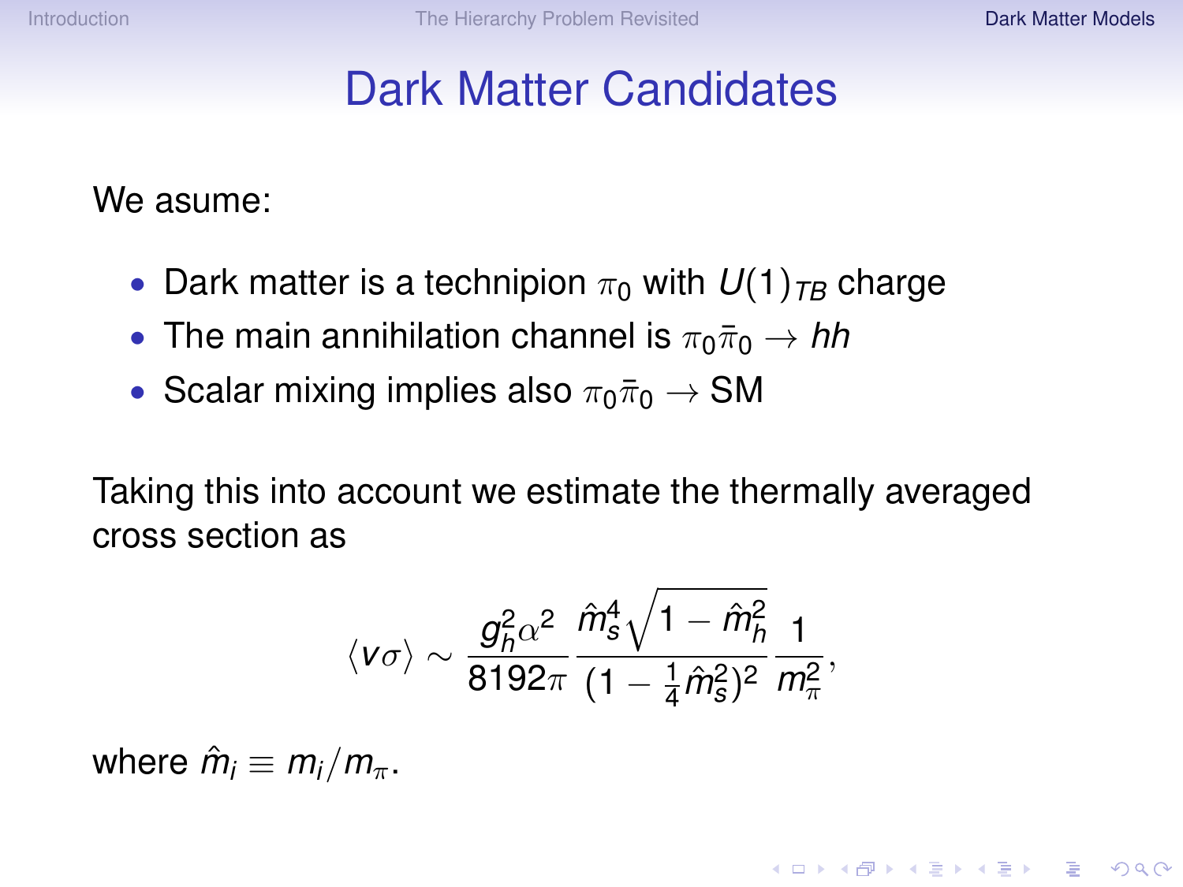# Dark Matter Candidates

We asume:

- Dark matter is a technipion $\pi_0$ with $U(1)_{TB}$ charge
- The main annihilation channel is $\pi_0 \bar{\pi}_0 \to hh$
- Scalar mixing implies also $\pi_0 \bar{\pi}_0 \to$ SM

Taking this into account we estimate the thermally averaged cross section as

$$\langle v\sigma \rangle \sim \frac{g_h^2 \alpha^2}{8192\pi} \frac{\hat{m}_s^4 \sqrt{1 - \hat{m}_h^2}}{(1 - \frac{1}{4}\hat{m}_s^2)^2} \frac{1}{m_\pi^2},$$

where $\hat{m}_i \equiv m_i / m_\pi$.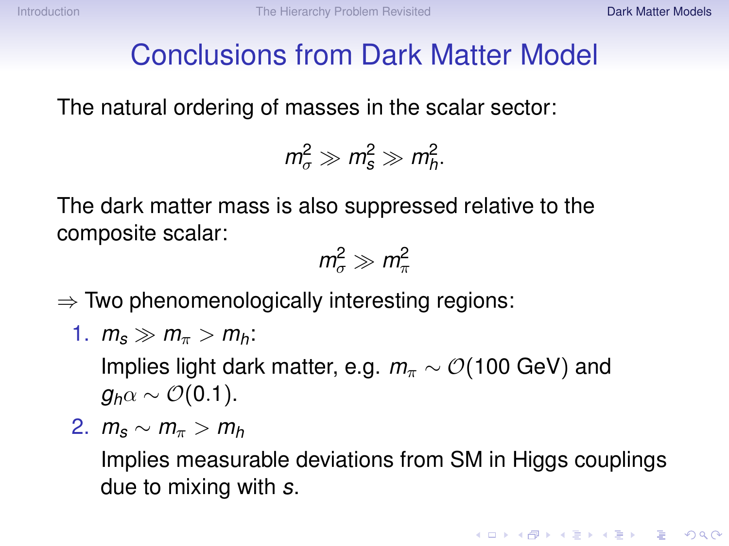# Conclusions from Dark Matter Model

The natural ordering of masses in the scalar sector:

$$m_\sigma^2 \gg m_s^2 \gg m_h^2.$$

The dark matter mass is also suppressed relative to the composite scalar:

$$m_\sigma^2 \gg m_\pi^2$$

$\Rightarrow$ Two phenomenologically interesting regions:

1. $m_s \gg m_\pi > m_h$:

   Implies light dark matter, e.g. $m_\pi \sim \mathcal{O}(100\text{ GeV})$ and $g_h \alpha \sim \mathcal{O}(0.1)$.

2. $m_s \sim m_\pi > m_h$

   Implies measurable deviations from SM in Higgs couplings due to mixing with $s$.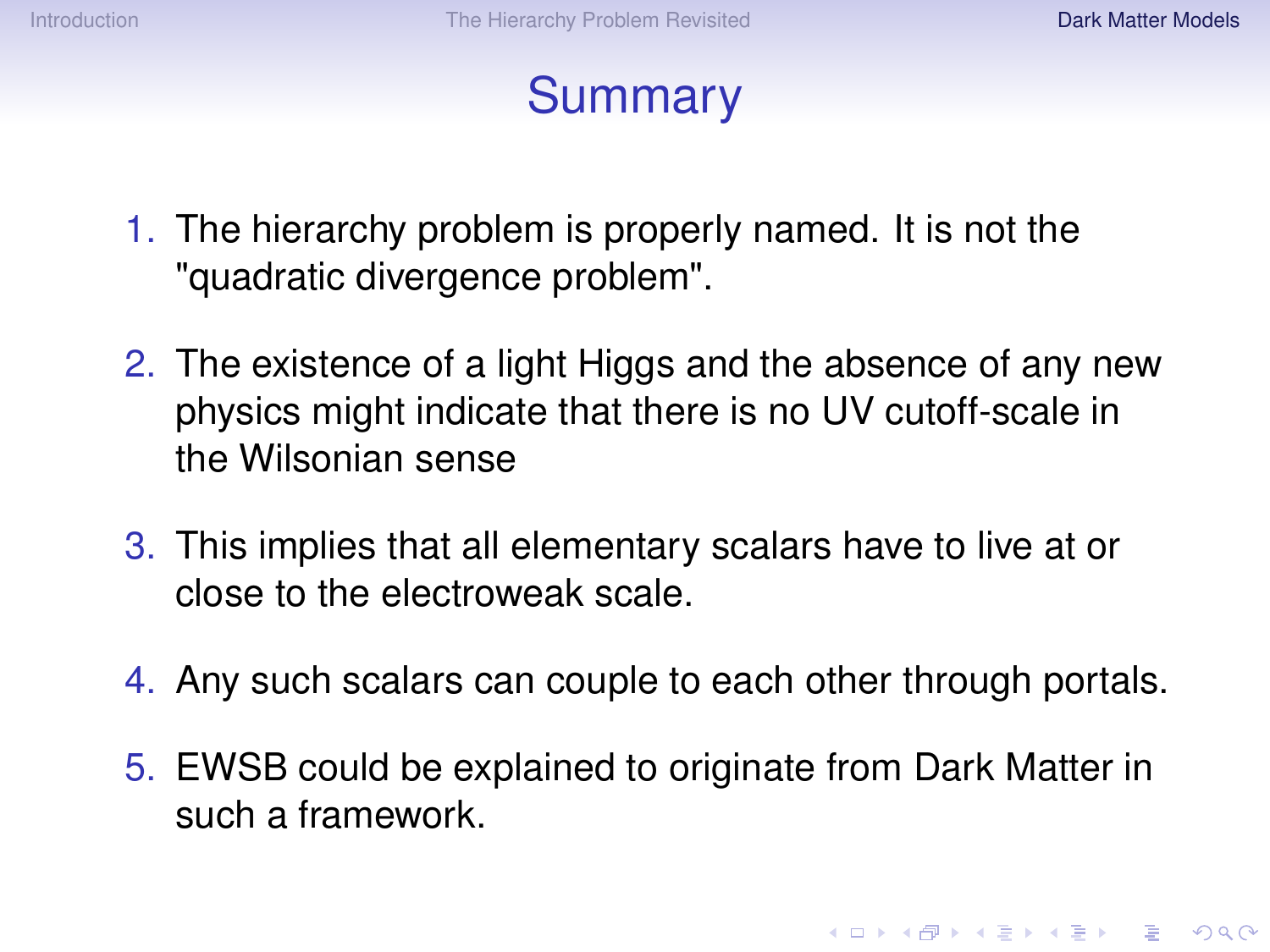# Summary

1. The hierarchy problem is properly named. It is not the "quadratic divergence problem".
2. The existence of a light Higgs and the absence of any new physics might indicate that there is no UV cutoff-scale in the Wilsonian sense
3. This implies that all elementary scalars have to live at or close to the electroweak scale.
4. Any such scalars can couple to each other through portals.
5. EWSB could be explained to originate from Dark Matter in such a framework.